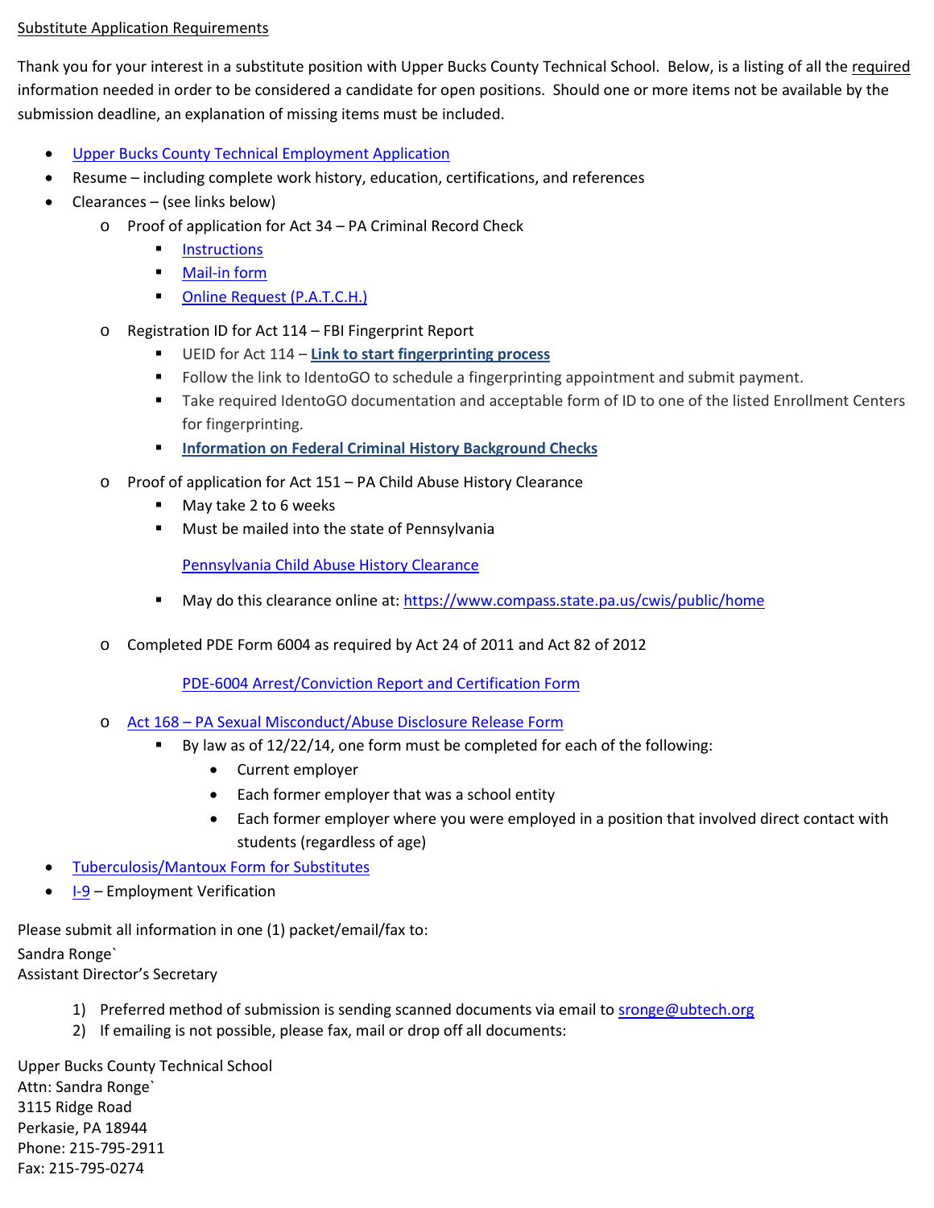Substitute Application Requirements

Thank you for your interest in a substitute position with Upper Bucks County Technical School. Below, is a listing of all the required information needed in order to be considered a candidate for open positions. Should one or more items not be available by the submission deadline, an explanation of missing items must be included.

- Upper Bucks County Technical Employment Application
- Resume – including complete work history, education, certifications, and references
- Clearances – (see links below)
  - Proof of application for Act 34 – PA Criminal Record Check
    - Instructions
    - Mail-in form
    - Online Request (P.A.T.C.H.)
  - Registration ID for Act 114 – FBI Fingerprint Report
    - UEID for Act 114 – **Link to start fingerprinting process**
    - Follow the link to IdentoGO to schedule a fingerprinting appointment and submit payment.
    - Take required IdentoGO documentation and acceptable form of ID to one of the listed Enrollment Centers for fingerprinting.
    - **Information on Federal Criminal History Background Checks**
  - Proof of application for Act 151 – PA Child Abuse History Clearance
    - May take 2 to 6 weeks
    - Must be mailed into the state of Pennsylvania

      Pennsylvania Child Abuse History Clearance
    - May do this clearance online at: https://www.compass.state.pa.us/cwis/public/home
  - Completed PDE Form 6004 as required by Act 24 of 2011 and Act 82 of 2012

    PDE-6004 Arrest/Conviction Report and Certification Form
  - Act 168 – PA Sexual Misconduct/Abuse Disclosure Release Form
    - By law as of 12/22/14, one form must be completed for each of the following:
      - Current employer
      - Each former employer that was a school entity
      - Each former employer where you were employed in a position that involved direct contact with students (regardless of age)
- Tuberculosis/Mantoux Form for Substitutes
- I-9 – Employment Verification

Please submit all information in one (1) packet/email/fax to:

Sandra Ronge`
Assistant Director's Secretary

1) Preferred method of submission is sending scanned documents via email to sronge@ubtech.org
2) If emailing is not possible, please fax, mail or drop off all documents:

Upper Bucks County Technical School
Attn: Sandra Ronge`
3115 Ridge Road
Perkasie, PA 18944
Phone: 215-795-2911
Fax: 215-795-0274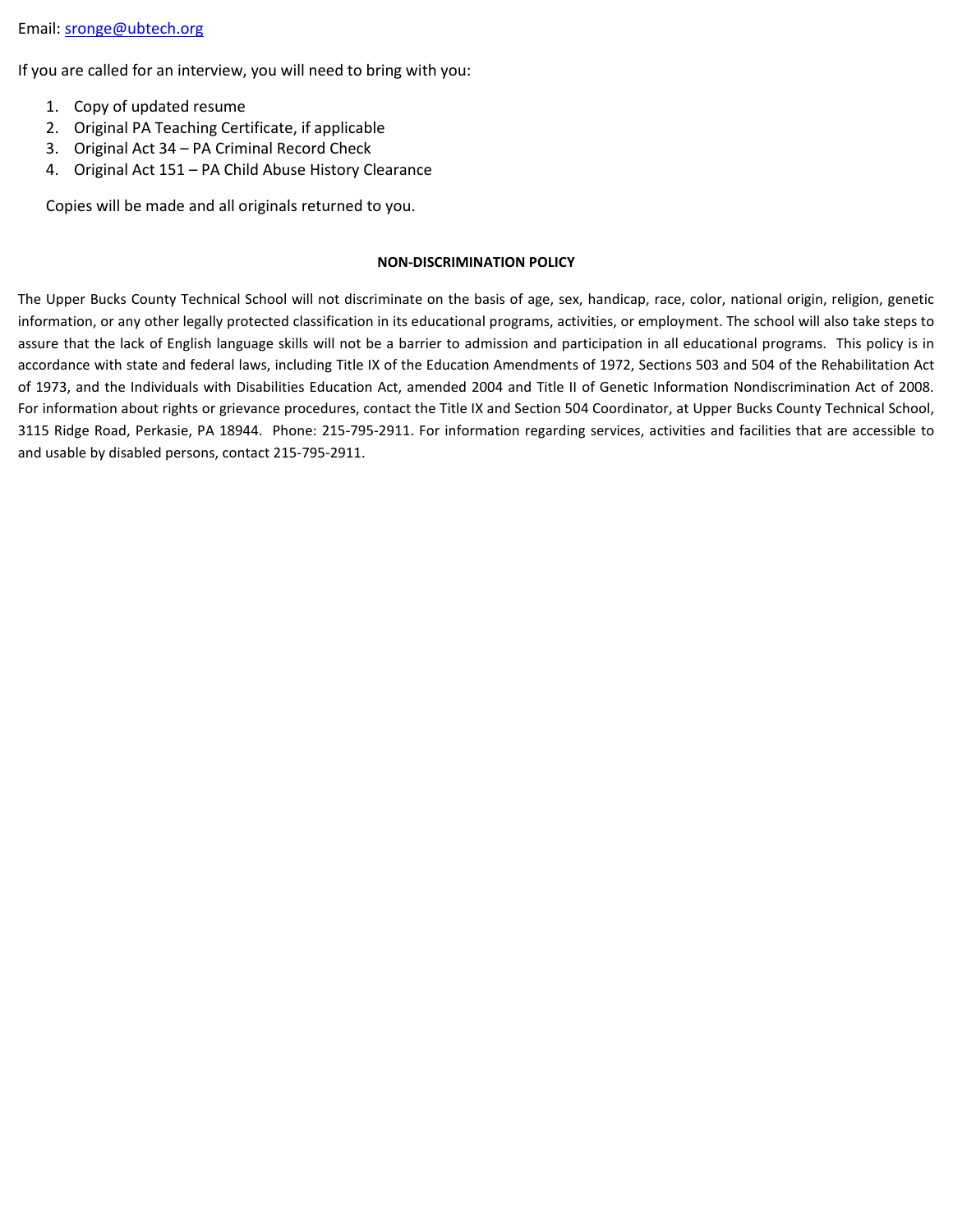Email: sronge@ubtech.org

If you are called for an interview, you will need to bring with you:

1. Copy of updated resume
2. Original PA Teaching Certificate, if applicable
3. Original Act 34 – PA Criminal Record Check
4. Original Act 151 – PA Child Abuse History Clearance

Copies will be made and all originals returned to you.

**NON-DISCRIMINATION POLICY**

The Upper Bucks County Technical School will not discriminate on the basis of age, sex, handicap, race, color, national origin, religion, genetic information, or any other legally protected classification in its educational programs, activities, or employment. The school will also take steps to assure that the lack of English language skills will not be a barrier to admission and participation in all educational programs. This policy is in accordance with state and federal laws, including Title IX of the Education Amendments of 1972, Sections 503 and 504 of the Rehabilitation Act of 1973, and the Individuals with Disabilities Education Act, amended 2004 and Title II of Genetic Information Nondiscrimination Act of 2008. For information about rights or grievance procedures, contact the Title IX and Section 504 Coordinator, at Upper Bucks County Technical School, 3115 Ridge Road, Perkasie, PA 18944. Phone: 215-795-2911. For information regarding services, activities and facilities that are accessible to and usable by disabled persons, contact 215-795-2911.